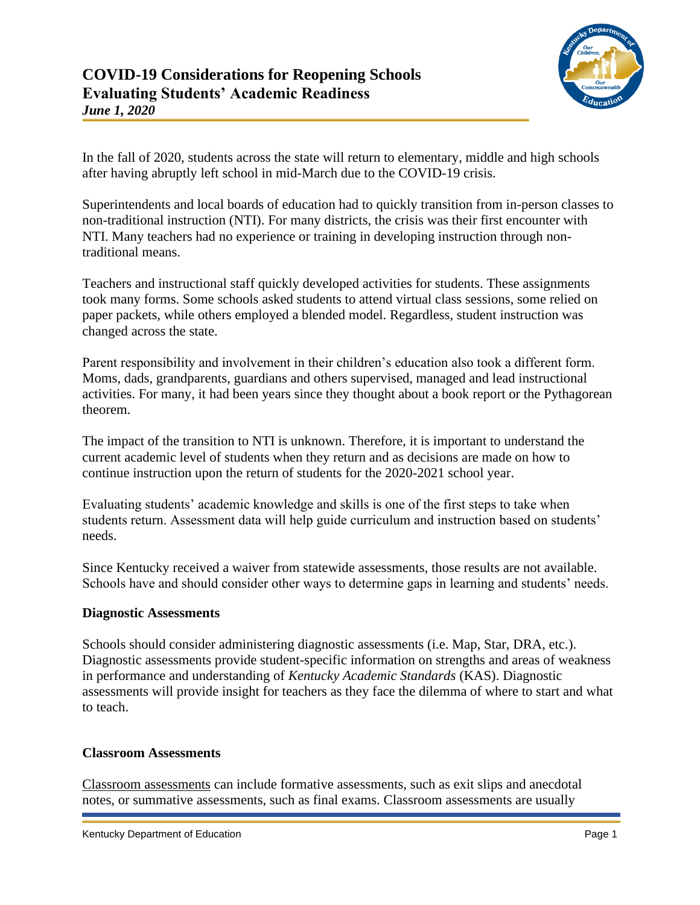# COVID-19 Considerations for Reopening Schools
# Evaluating Students' Academic Readiness
***June 1, 2020***

In the fall of 2020, students across the state will return to elementary, middle and high schools after having abruptly left school in mid-March due to the COVID-19 crisis.

Superintendents and local boards of education had to quickly transition from in-person classes to non-traditional instruction (NTI). For many districts, the crisis was their first encounter with NTI. Many teachers had no experience or training in developing instruction through non-traditional means.

Teachers and instructional staff quickly developed activities for students. These assignments took many forms. Some schools asked students to attend virtual class sessions, some relied on paper packets, while others employed a blended model. Regardless, student instruction was changed across the state.

Parent responsibility and involvement in their children's education also took a different form. Moms, dads, grandparents, guardians and others supervised, managed and lead instructional activities. For many, it had been years since they thought about a book report or the Pythagorean theorem.

The impact of the transition to NTI is unknown. Therefore, it is important to understand the current academic level of students when they return and as decisions are made on how to continue instruction upon the return of students for the 2020-2021 school year.

Evaluating students' academic knowledge and skills is one of the first steps to take when students return. Assessment data will help guide curriculum and instruction based on students' needs.

Since Kentucky received a waiver from statewide assessments, those results are not available. Schools have and should consider other ways to determine gaps in learning and students' needs.

### Diagnostic Assessments

Schools should consider administering diagnostic assessments (i.e. Map, Star, DRA, etc.). Diagnostic assessments provide student-specific information on strengths and areas of weakness in performance and understanding of *Kentucky Academic Standards* (KAS). Diagnostic assessments will provide insight for teachers as they face the dilemma of where to start and what to teach.

### Classroom Assessments

Classroom assessments can include formative assessments, such as exit slips and anecdotal notes, or summative assessments, such as final exams. Classroom assessments are usually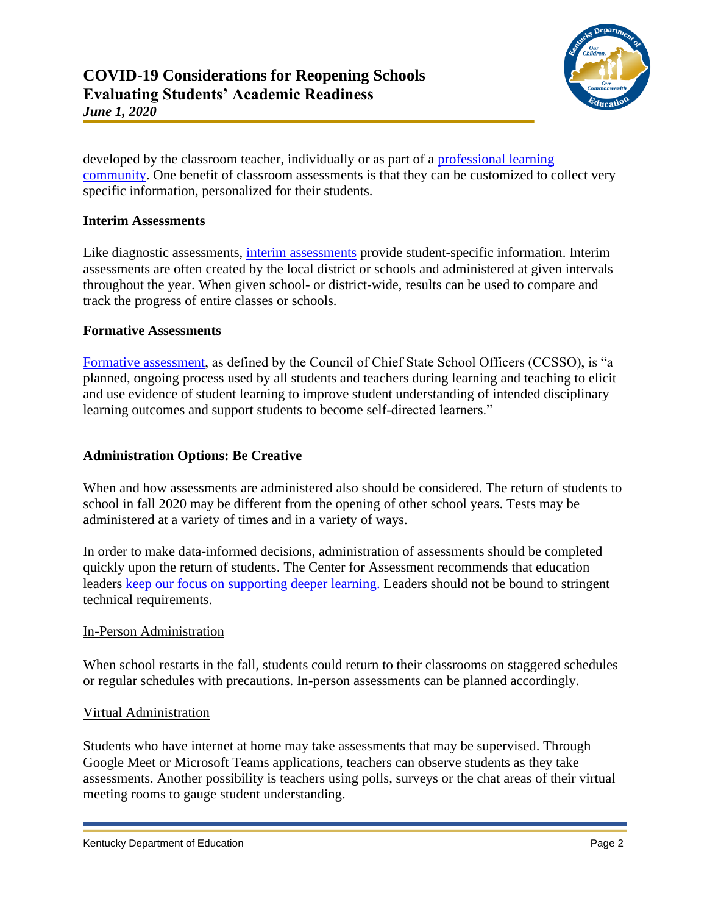developed by the classroom teacher, individually or as part of a professional learning community. One benefit of classroom assessments is that they can be customized to collect very specific information, personalized for their students.

**Interim Assessments**

Like diagnostic assessments, interim assessments provide student-specific information. Interim assessments are often created by the local district or schools and administered at given intervals throughout the year. When given school- or district-wide, results can be used to compare and track the progress of entire classes or schools.

**Formative Assessments**

Formative assessment, as defined by the Council of Chief State School Officers (CCSSO), is "a planned, ongoing process used by all students and teachers during learning and teaching to elicit and use evidence of student learning to improve student understanding of intended disciplinary learning outcomes and support students to become self-directed learners."

## Administration Options: Be Creative

When and how assessments are administered also should be considered. The return of students to school in fall 2020 may be different from the opening of other school years. Tests may be administered at a variety of times and in a variety of ways.

In order to make data-informed decisions, administration of assessments should be completed quickly upon the return of students. The Center for Assessment recommends that education leaders keep our focus on supporting deeper learning. Leaders should not be bound to stringent technical requirements.

### In-Person Administration

When school restarts in the fall, students could return to their classrooms on staggered schedules or regular schedules with precautions. In-person assessments can be planned accordingly.

### Virtual Administration

Students who have internet at home may take assessments that may be supervised. Through Google Meet or Microsoft Teams applications, teachers can observe students as they take assessments. Another possibility is teachers using polls, surveys or the chat areas of their virtual meeting rooms to gauge student understanding.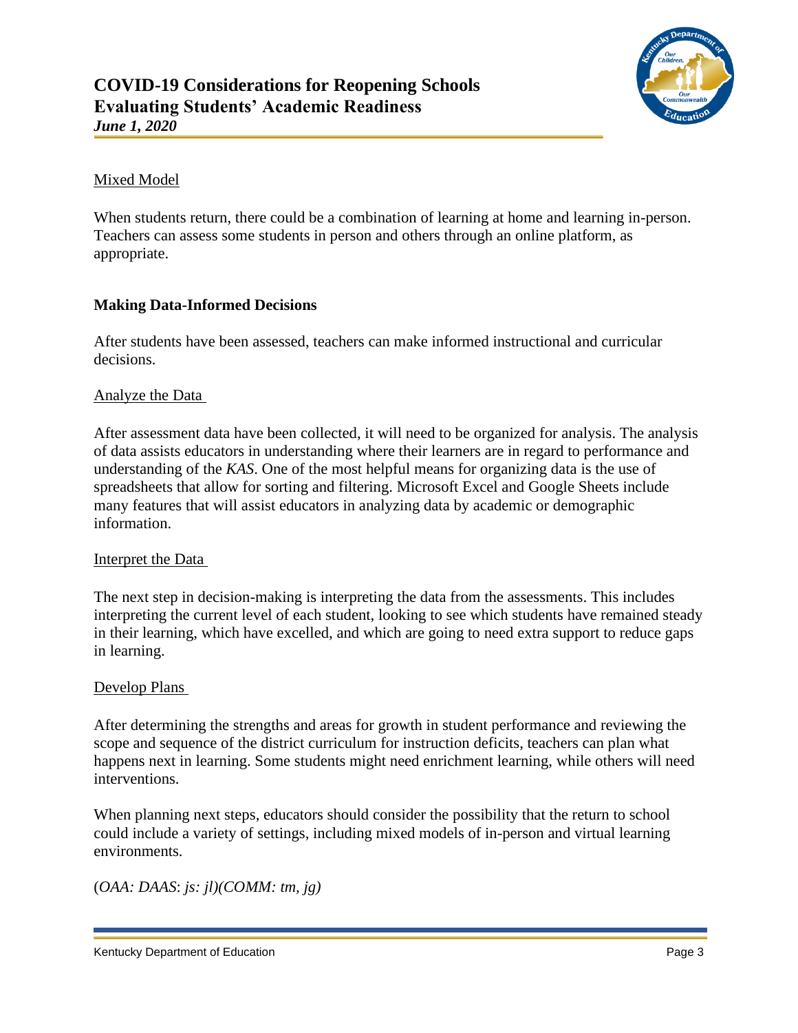Mixed Model

When students return, there could be a combination of learning at home and learning in-person. Teachers can assess some students in person and others through an online platform, as appropriate.

**Making Data-Informed Decisions**

After students have been assessed, teachers can make informed instructional and curricular decisions.

Analyze the Data

After assessment data have been collected, it will need to be organized for analysis. The analysis of data assists educators in understanding where their learners are in regard to performance and understanding of the *KAS*. One of the most helpful means for organizing data is the use of spreadsheets that allow for sorting and filtering. Microsoft Excel and Google Sheets include many features that will assist educators in analyzing data by academic or demographic information.

Interpret the Data

The next step in decision-making is interpreting the data from the assessments. This includes interpreting the current level of each student, looking to see which students have remained steady in their learning, which have excelled, and which are going to need extra support to reduce gaps in learning.

Develop Plans

After determining the strengths and areas for growth in student performance and reviewing the scope and sequence of the district curriculum for instruction deficits, teachers can plan what happens next in learning. Some students might need enrichment learning, while others will need interventions.

When planning next steps, educators should consider the possibility that the return to school could include a variety of settings, including mixed models of in-person and virtual learning environments.

(*OAA: DAAS*: *js: jl)(COMM: tm, jg)*